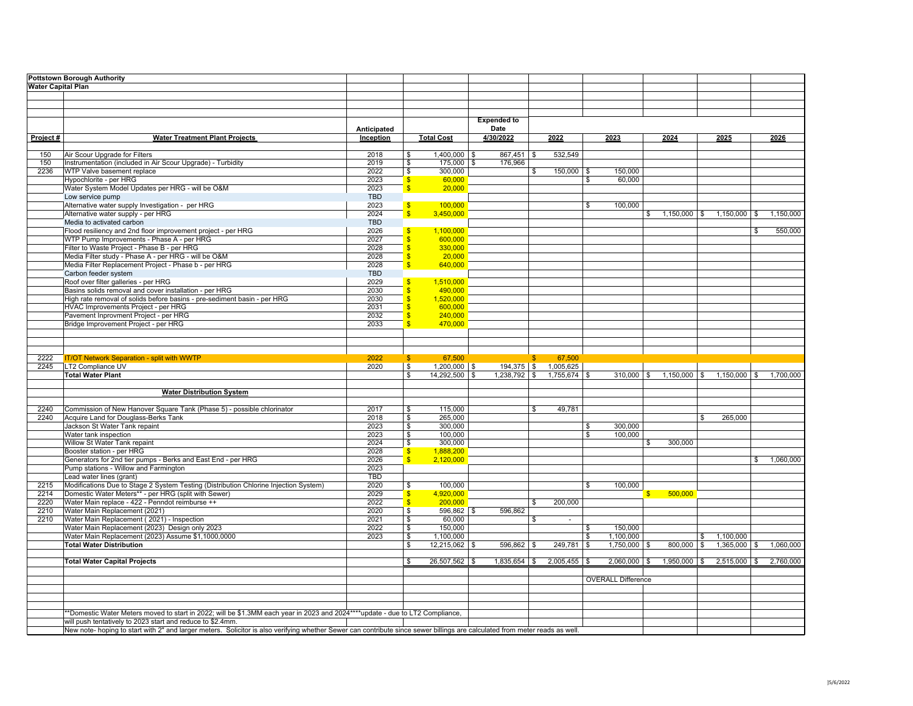**Pottstown Borough Authority**
**Water Capital Plan**

| Project # | Water Treatment Plant Projects | Anticipated Inception | Total Cost | Expended to Date 4/30/2022 | 2022 | 2023 | 2024 | 2025 | 2026 |
|---|---|---|---|---|---|---|---|---|---|
| 150 | Air Scour Upgrade for Filters | 2018 | $ 1,400,000 | $ 867,451 | $ 532,549 | | | | |
| 150 | Instrumentation (included in Air Scour Upgrade) - Turbidity | 2019 | $ 175,000 | $ 176,966 | | | | | |
| 2236 | WTP Valve basement replace | 2022 | $ 300,000 | | $ 150,000 | $ 150,000 | | | |
| | Hypochlorite - per HRG | 2023 | $ 60,000 | | | $ 60,000 | | | |
| | Water System Model Updates per HRG - will be O&M | 2023 | $ 20,000 | | | | | | |
| | Low service pump | TBD | | | | | | | |
| | Alternative water supply Investigation - per HRG | 2023 | $ 100,000 | | | $ 100,000 | | | |
| | Alternative water supply - per HRG | 2024 | $ 3,450,000 | | | | $ 1,150,000 | $ 1,150,000 | $ 1,150,000 |
| | Media to activated carbon | TBD | | | | | | | |
| | Flood resiliency and 2nd floor improvement project - per HRG | 2026 | $ 1,100,000 | | | | | | $ 550,000 |
| | WTP Pump Improvements - Phase A - per HRG | 2027 | $ 600,000 | | | | | | |
| | Filter to Waste Project - Phase B - per HRG | 2028 | $ 330,000 | | | | | | |
| | Media Filter study - Phase A - per HRG - will be O&M | 2028 | $ 20,000 | | | | | | |
| | Media Filter Replacement Project - Phase b - per HRG | 2028 | $ 640,000 | | | | | | |
| | Carbon feeder system | TBD | | | | | | | |
| | Roof over filter galleries - per HRG | 2029 | $ 1,510,000 | | | | | | |
| | Basins solids removal and cover installation - per HRG | 2030 | $ 490,000 | | | | | | |
| | High rate removal of solids before basins - pre-sediment basin - per HRG | 2030 | $ 1,520,000 | | | | | | |
| | HVAC Improvements Project - per HRG | 2031 | $ 600,000 | | | | | | |
| | Pavement Inprovment Project - per HRG | 2032 | $ 240,000 | | | | | | |
| | Bridge Improvement Project - per HRG | 2033 | $ 470,000 | | | | | | |
| 2222 | IT/OT Network Separation - split with WWTP | 2022 | $ 67,500 | | $ 67,500 | | | | |
| 2245 | LT2 Compliance UV | 2020 | $ 1,200,000 | $ 194,375 | $ 1,005,625 | | | | |
| | **Total Water Plant** | | $ 14,292,500 | $ 1,238,792 | $ 1,755,674 | $ 310,000 | $ 1,150,000 | $ 1,150,000 | $ 1,700,000 |
| | **Water Distribution System** | | | | | | | | |
| 2240 | Commission of New Hanover Square Tank (Phase 5) - possible chlorinator | 2017 | $ 115,000 | | $ 49,781 | | | | |
| 2240 | Acquire Land for Douglass-Berks Tank | 2018 | $ 265,000 | | | | | $ 265,000 | |
| | Jackson St Water Tank repaint | 2023 | $ 300,000 | | | $ 300,000 | | | |
| | Water tank inspection | 2023 | $ 100,000 | | | $ 100,000 | | | |
| | Willow St Water Tank repaint | 2024 | $ 300,000 | | | | $ 300,000 | | |
| | Booster station - per HRG | 2028 | $ 1,888,200 | | | | | | |
| | Generators for 2nd tier pumps - Berks and East End - per HRG | 2026 | $ 2,120,000 | | | | | | $ 1,060,000 |
| | Pump stations - Willow and Farmington | 2023 | | | | | | | |
| | Lead water lines (grant) | TBD | | | | | | | |
| 2215 | Modifications Due to Stage 2 System Testing (Distribution Chlorine Injection System) | 2020 | $ 100,000 | | | $ 100,000 | | | |
| 2214 | Domestic Water Meters** - per HRG (split with Sewer) | 2029 | $ 4,920,000 | | | | $ 500,000 | | |
| 2220 | Water Main replace - 422 - Penndot reimburse ++ | 2022 | $ 200,000 | | $ 200,000 | | | | |
| 2210 | Water Main Replacement (2021) | 2020 | $ 596,862 | $ 596,862 | | | | | |
| 2210 | Water Main Replacement ( 2021) - Inspection | 2021 | $ 60,000 | | $ - | | | | |
| | Water Main Replacement (2023) Design only 2023 | 2022 | $ 150,000 | | | $ 150,000 | | | |
| | Water Main Replacement (2023) Assume $1,1000,0000 | 2023 | $ 1,100,000 | | | $ 1,100,000 | | $ 1,100,000 | |
| | **Total Water Distribution** | | $ 12,215,062 | $ 596,862 | $ 249,781 | $ 1,750,000 | $ 800,000 | $ 1,365,000 | $ 1,060,000 |
| | **Total Water Capital Projects** | | $ 26,507,562 | $ 1,835,654 | $ 2,005,455 | $ 2,060,000 | $ 1,950,000 | $ 2,515,000 | $ 2,760,000 |
| | | | | | | OVERALL Difference | | | |

**Domestic Water Meters moved to start in 2022; will be $1.3MM each year in 2023 and 2024****update - due to LT2 Compliance, will push tentatively to 2023 start and reduce to $2.4mm.

New note- hoping to start with 2" and larger meters. Solicitor is also verifying whether Sewer can contribute since sewer billings are calculated from meter reads as well.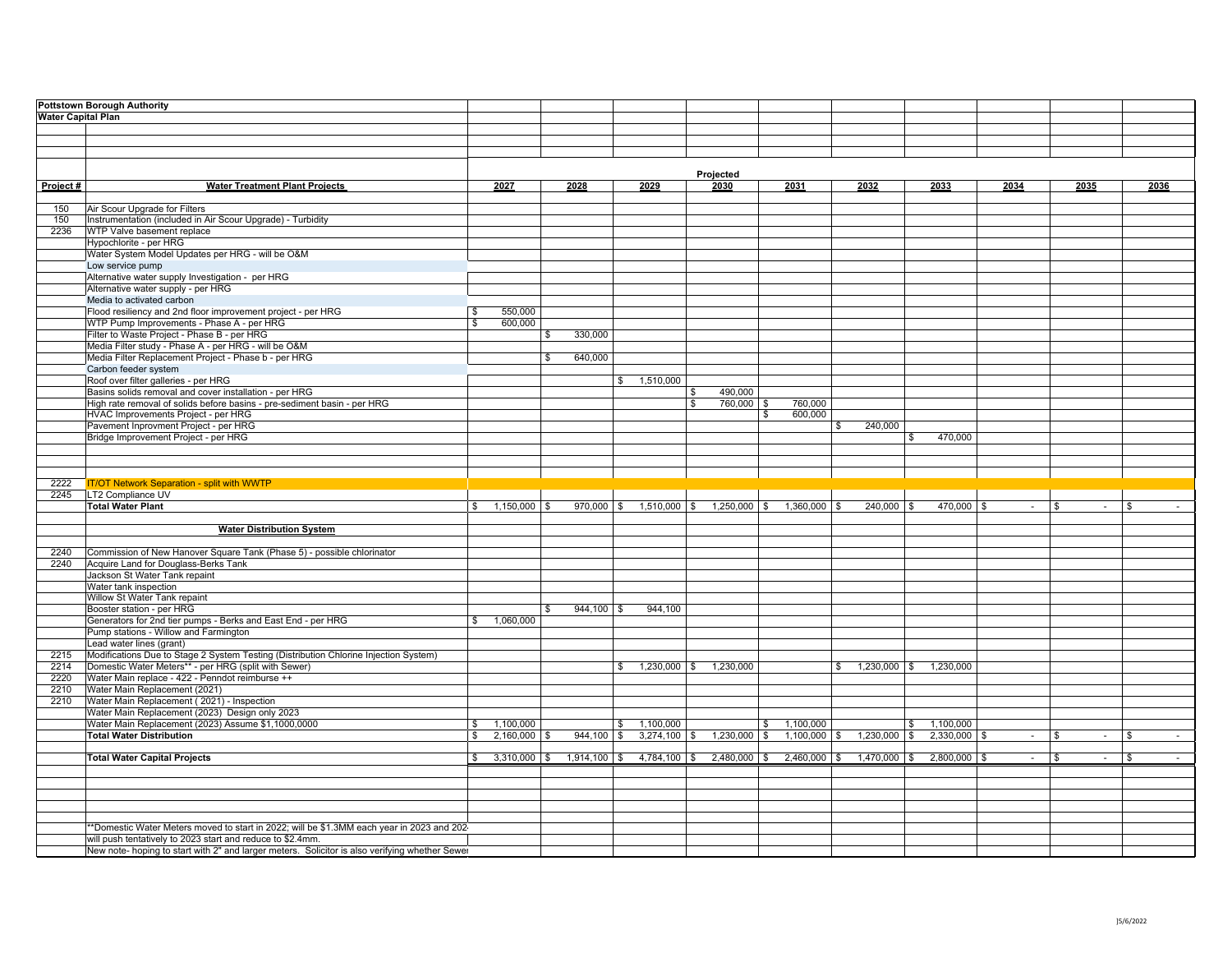**Pottstown Borough Authority**
**Water Capital Plan**

| Project # | Water Treatment Plant Projects | 2027 | 2028 | 2029 | Projected 2030 | 2031 | 2032 | 2033 | 2034 | 2035 | 2036 |
|---|---|---|---|---|---|---|---|---|---|---|---|
| 150 | Air Scour Upgrade for Filters | | | | | | | | | | |
| 150 | Instrumentation (included in Air Scour Upgrade) - Turbidity | | | | | | | | | | |
| 2236 | WTP Valve basement replace | | | | | | | | | | |
| | Hypochlorite - per HRG | | | | | | | | | | |
| | Water System Model Updates per HRG - will be O&M | | | | | | | | | | |
| | Low service pump | | | | | | | | | | |
| | Alternative water supply Investigation - per HRG | | | | | | | | | | |
| | Alternative water supply - per HRG | | | | | | | | | | |
| | Media to activated carbon | | | | | | | | | | |
| | Flood resiliency and 2nd floor improvement project - per HRG | $ 550,000 | | | | | | | | | |
| | WTP Pump Improvements - Phase A - per HRG | $ 600,000 | | | | | | | | | |
| | Filter to Waste Project - Phase B - per HRG | | $ 330,000 | | | | | | | | |
| | Media Filter study - Phase A - per HRG - will be O&M | | | | | | | | | | |
| | Media Filter Replacement Project - Phase b - per HRG | | $ 640,000 | | | | | | | | |
| | Carbon feeder system | | | | | | | | | | |
| | Roof over filter galleries - per HRG | | | $ 1,510,000 | | | | | | | |
| | Basins solids removal and cover installation - per HRG | | | | $ 490,000 | | | | | | |
| | High rate removal of solids before basins - pre-sediment basin - per HRG | | | | $ 760,000 | $ 760,000 | | | | | |
| | HVAC Improvements Project - per HRG | | | | | $ 600,000 | | | | | |
| | Pavement Inprovment Project - per HRG | | | | | | $ 240,000 | | | | |
| | Bridge Improvement Project - per HRG | | | | | | | $ 470,000 | | | |
| 2222 | IT/OT Network Separation - split with WWTP | | | | | | | | | | |
| 2245 | LT2 Compliance UV | | | | | | | | | | |
| | **Total Water Plant** | $ 1,150,000 | $ 970,000 | $ 1,510,000 | $ 1,250,000 | $ 1,360,000 | $ 240,000 | $ 470,000 | $ - | $ - | $ - |
| | **Water Distribution System** | | | | | | | | | | |
| 2240 | Commission of New Hanover Square Tank (Phase 5) - possible chlorinator | | | | | | | | | | |
| 2240 | Acquire Land for Douglass-Berks Tank | | | | | | | | | | |
| | Jackson St Water Tank repaint | | | | | | | | | | |
| | Water tank inspection | | | | | | | | | | |
| | Willow St Water Tank repaint | | | | | | | | | | |
| | Booster station - per HRG | | $ 944,100 | $ 944,100 | | | | | | | |
| | Generators for 2nd tier pumps - Berks and East End - per HRG | $ 1,060,000 | | | | | | | | | |
| | Pump stations - Willow and Farmington | | | | | | | | | | |
| | Lead water lines (grant) | | | | | | | | | | |
| 2215 | Modifications Due to Stage 2 System Testing (Distribution Chlorine Injection System) | | | | | | | | | | |
| 2214 | Domestic Water Meters** - per HRG (split with Sewer) | | | $ 1,230,000 | $ 1,230,000 | | $ 1,230,000 | $ 1,230,000 | | | |
| 2220 | Water Main replace - 422 - Penndot reimburse ++ | | | | | | | | | | |
| 2210 | Water Main Replacement (2021) | | | | | | | | | | |
| 2210 | Water Main Replacement ( 2021) - Inspection | | | | | | | | | | |
| | Water Main Replacement (2023) Design only 2023 | | | | | | | | | | |
| | Water Main Replacement (2023) Assume $1,1000,0000 | $ 1,100,000 | | $ 1,100,000 | | $ 1,100,000 | | $ 1,100,000 | | | |
| | **Total Water Distribution** | $ 2,160,000 | $ 944,100 | $ 3,274,100 | $ 1,230,000 | $ 1,100,000 | $ 1,230,000 | $ 2,330,000 | $ - | $ - | $ - |
| | **Total Water Capital Projects** | $ 3,310,000 | $ 1,914,100 | $ 4,784,100 | $ 2,480,000 | $ 2,460,000 | $ 1,470,000 | $ 2,800,000 | $ - | $ - | $ - |

**Domestic Water Meters moved to start in 2022; will be $1.3MM each year in 2023 and 202
will push tentatively to 2023 start and reduce to $2.4mm.
New note- hoping to start with 2" and larger meters. Solicitor is also verifying whether Sewer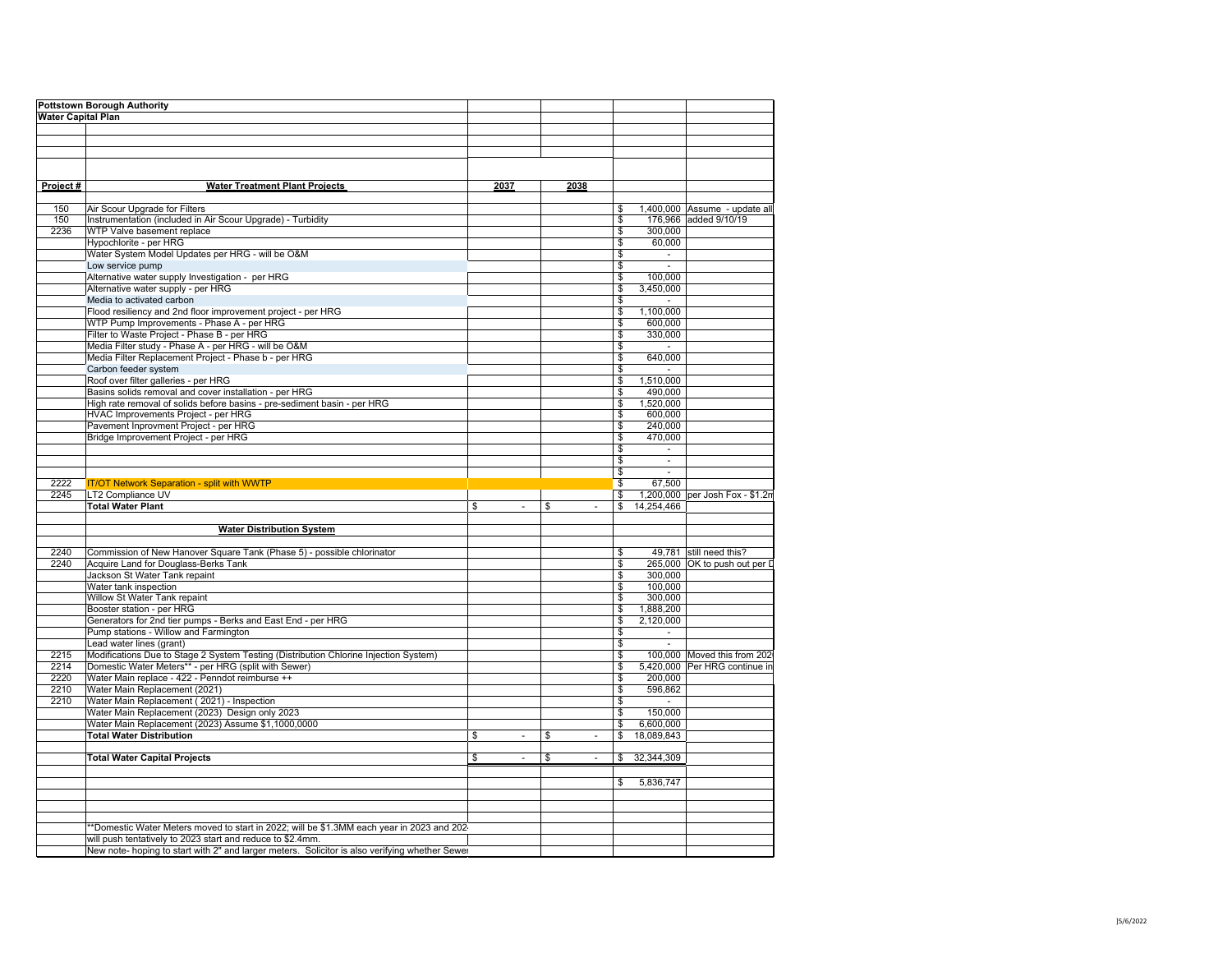| | | | | | |
|---|---|---|---|---|---|
| **Pottstown Borough Authority** | | | | | |
| **Water Capital Plan** | | | | | |
| **Project #** | **Water Treatment Plant Projects** | **2037** | **2038** | | |
| 150 | Air Scour Upgrade for Filters | | | $ 1,400,000 | Assume - update all |
| 150 | Instrumentation (included in Air Scour Upgrade) - Turbidity | | | $ 176,966 | added 9/10/19 |
| 2236 | WTP Valve basement replace | | | $ 300,000 | |
| | Hypochlorite - per HRG | | | $ 60,000 | |
| | Water System Model Updates per HRG - will be O&M | | | $ - | |
| | Low service pump | | | $ - | |
| | Alternative water supply Investigation - per HRG | | | $ 100,000 | |
| | Alternative water supply - per HRG | | | $ 3,450,000 | |
| | Media to activated carbon | | | $ - | |
| | Flood resiliency and 2nd floor improvement project - per HRG | | | $ 1,100,000 | |
| | WTP Pump Improvements - Phase A - per HRG | | | $ 600,000 | |
| | Filter to Waste Project - Phase B - per HRG | | | $ 330,000 | |
| | Media Filter study - Phase A - per HRG - will be O&M | | | $ - | |
| | Media Filter Replacement Project - Phase b - per HRG | | | $ 640,000 | |
| | Carbon feeder system | | | $ - | |
| | Roof over filter galleries - per HRG | | | $ 1,510,000 | |
| | Basins solids removal and cover installation - per HRG | | | $ 490,000 | |
| | High rate removal of solids before basins - pre-sediment basin - per HRG | | | $ 1,520,000 | |
| | HVAC Improvements Project - per HRG | | | $ 600,000 | |
| | Pavement Inprovment Project - per HRG | | | $ 240,000 | |
| | Bridge Improvement Project - per HRG | | | $ 470,000 | |
| | | | | $ - | |
| | | | | $ - | |
| | | | | $ - | |
| 2222 | IT/OT Network Separation - split with WWTP | | | $ 67,500 | |
| 2245 | LT2 Compliance UV | | | $ 1,200,000 | per Josh Fox - $1.2m |
| | **Total Water Plant** | $ - | $ - | $ 14,254,466 | |
| | **Water Distribution System** | | | | |
| 2240 | Commission of New Hanover Square Tank (Phase 5) - possible chlorinator | | | $ 49,781 | still need this? |
| 2240 | Acquire Land for Douglass-Berks Tank | | | $ 265,000 | OK to push out per D |
| | Jackson St Water Tank repaint | | | $ 300,000 | |
| | Water tank inspection | | | $ 100,000 | |
| | Willow St Water Tank repaint | | | $ 300,000 | |
| | Booster station - per HRG | | | $ 1,888,200 | |
| | Generators for 2nd tier pumps - Berks and East End - per HRG | | | $ 2,120,000 | |
| | Pump stations - Willow and Farmington | | | $ - | |
| | Lead water lines (grant) | | | $ - | |
| 2215 | Modifications Due to Stage 2 System Testing (Distribution Chlorine Injection System) | | | $ 100,000 | Moved this from 202 |
| 2214 | Domestic Water Meters** - per HRG (split with Sewer) | | | $ 5,420,000 | Per HRG continue in |
| 2220 | Water Main replace - 422 - Penndot reimburse ++ | | | $ 200,000 | |
| 2210 | Water Main Replacement (2021) | | | $ 596,862 | |
| 2210 | Water Main Replacement ( 2021) - Inspection | | | $ - | |
| | Water Main Replacement (2023) Design only 2023 | | | $ 150,000 | |
| | Water Main Replacement (2023) Assume $1,1000,0000 | | | $ 6,600,000 | |
| | **Total Water Distribution** | $ - | $ - | $ 18,089,843 | |
| | **Total Water Capital Projects** | $ - | $ - | $ 32,344,309 | |
| | | | | $ 5,836,747 | |
| | **Domestic Water Meters moved to start in 2022; will be $1.3MM each year in 2023 and 202 | | | | |
| | will push tentatively to 2023 start and reduce to $2.4mm. | | | | |
| | New note- hoping to start with 2" and larger meters. Solicitor is also verifying whether Sewer | | | | |

]5/6/2022